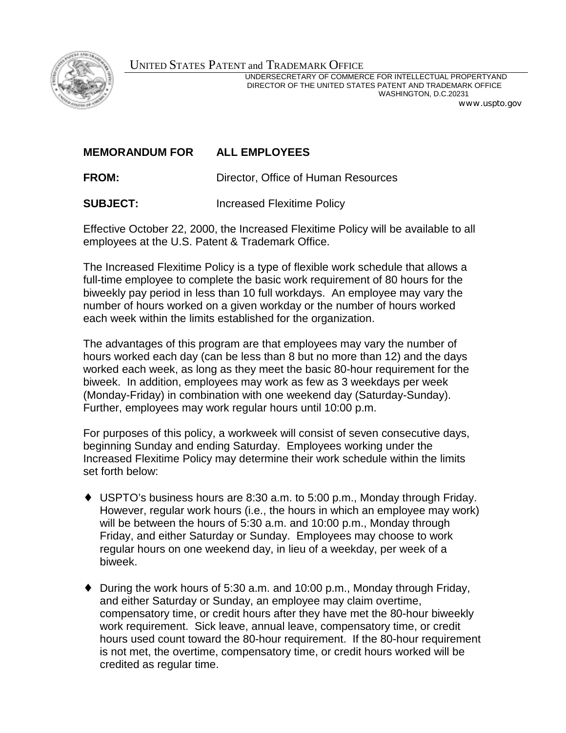UNITED STATES PATENT and TRADEMARK OFFICE

UNDERSECRETARY OF COMMERCE FOR INTELLECTUAL PROPERTYAND
DIRECTOR OF THE UNITED STATES PATENT AND TRADEMARK OFFICE
WASHINGTON, D.C.20231
www.uspto.gov

**MEMORANDUM FOR ALL EMPLOYEES**

**FROM:** Director, Office of Human Resources

**SUBJECT:** Increased Flexitime Policy

Effective October 22, 2000, the Increased Flexitime Policy will be available to all employees at the U.S. Patent & Trademark Office.

The Increased Flexitime Policy is a type of flexible work schedule that allows a full-time employee to complete the basic work requirement of 80 hours for the biweekly pay period in less than 10 full workdays. An employee may vary the number of hours worked on a given workday or the number of hours worked each week within the limits established for the organization.

The advantages of this program are that employees may vary the number of hours worked each day (can be less than 8 but no more than 12) and the days worked each week, as long as they meet the basic 80-hour requirement for the biweek. In addition, employees may work as few as 3 weekdays per week (Monday-Friday) in combination with one weekend day (Saturday-Sunday). Further, employees may work regular hours until 10:00 p.m.

For purposes of this policy, a workweek will consist of seven consecutive days, beginning Sunday and ending Saturday. Employees working under the Increased Flexitime Policy may determine their work schedule within the limits set forth below:

- USPTO's business hours are 8:30 a.m. to 5:00 p.m., Monday through Friday. However, regular work hours (i.e., the hours in which an employee may work) will be between the hours of 5:30 a.m. and 10:00 p.m., Monday through Friday, and either Saturday or Sunday. Employees may choose to work regular hours on one weekend day, in lieu of a weekday, per week of a biweek.

- During the work hours of 5:30 a.m. and 10:00 p.m., Monday through Friday, and either Saturday or Sunday, an employee may claim overtime, compensatory time, or credit hours after they have met the 80-hour biweekly work requirement. Sick leave, annual leave, compensatory time, or credit hours used count toward the 80-hour requirement. If the 80-hour requirement is not met, the overtime, compensatory time, or credit hours worked will be credited as regular time.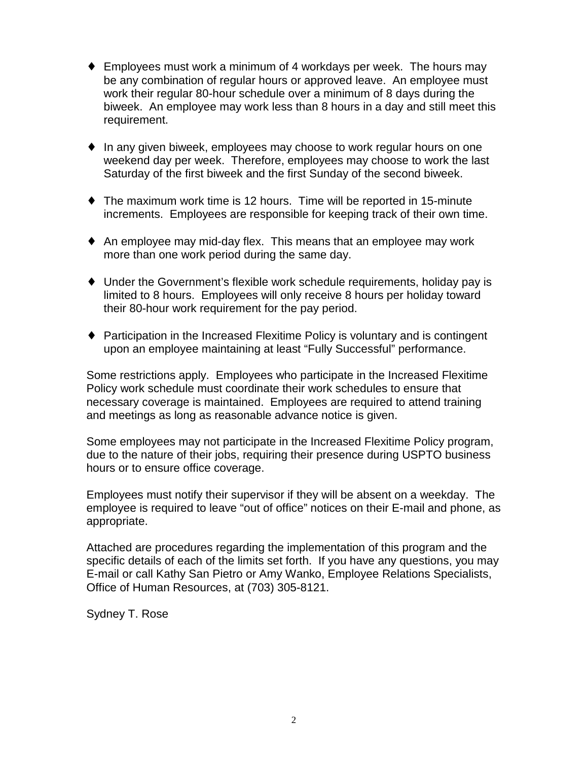- Employees must work a minimum of 4 workdays per week. The hours may be any combination of regular hours or approved leave. An employee must work their regular 80-hour schedule over a minimum of 8 days during the biweek. An employee may work less than 8 hours in a day and still meet this requirement.

- In any given biweek, employees may choose to work regular hours on one weekend day per week. Therefore, employees may choose to work the last Saturday of the first biweek and the first Sunday of the second biweek.

- The maximum work time is 12 hours. Time will be reported in 15-minute increments. Employees are responsible for keeping track of their own time.

- An employee may mid-day flex. This means that an employee may work more than one work period during the same day.

- Under the Government's flexible work schedule requirements, holiday pay is limited to 8 hours. Employees will only receive 8 hours per holiday toward their 80-hour work requirement for the pay period.

- Participation in the Increased Flexitime Policy is voluntary and is contingent upon an employee maintaining at least "Fully Successful" performance.

Some restrictions apply. Employees who participate in the Increased Flexitime Policy work schedule must coordinate their work schedules to ensure that necessary coverage is maintained. Employees are required to attend training and meetings as long as reasonable advance notice is given.

Some employees may not participate in the Increased Flexitime Policy program, due to the nature of their jobs, requiring their presence during USPTO business hours or to ensure office coverage.

Employees must notify their supervisor if they will be absent on a weekday. The employee is required to leave "out of office" notices on their E-mail and phone, as appropriate.

Attached are procedures regarding the implementation of this program and the specific details of each of the limits set forth. If you have any questions, you may E-mail or call Kathy San Pietro or Amy Wanko, Employee Relations Specialists, Office of Human Resources, at (703) 305-8121.

Sydney T. Rose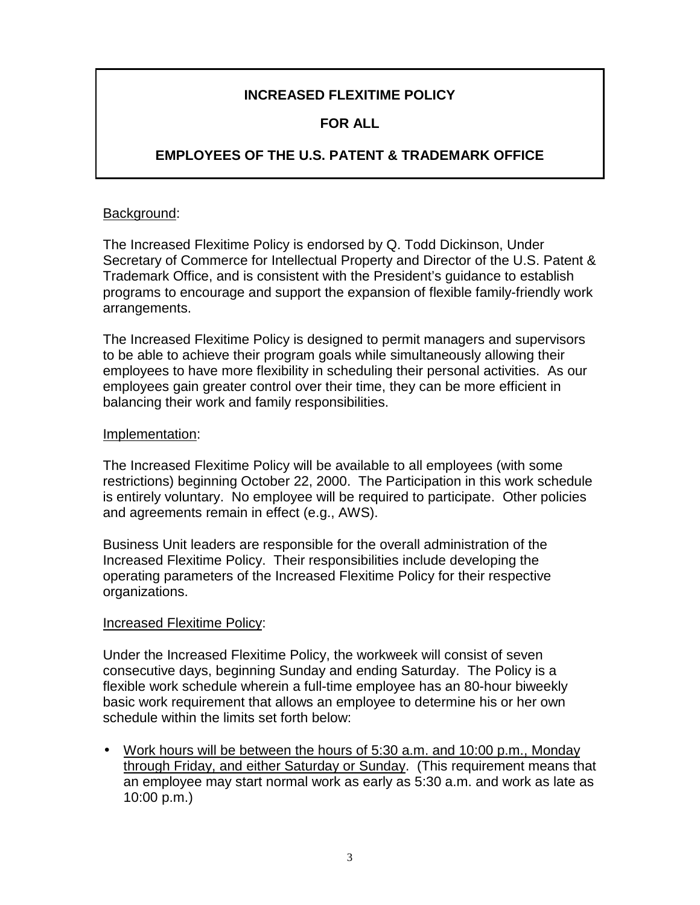# INCREASED FLEXITIME POLICY

# FOR ALL

# EMPLOYEES OF THE U.S. PATENT & TRADEMARK OFFICE

<u>Background</u>:

The Increased Flexitime Policy is endorsed by Q. Todd Dickinson, Under Secretary of Commerce for Intellectual Property and Director of the U.S. Patent & Trademark Office, and is consistent with the President's guidance to establish programs to encourage and support the expansion of flexible family-friendly work arrangements.

The Increased Flexitime Policy is designed to permit managers and supervisors to be able to achieve their program goals while simultaneously allowing their employees to have more flexibility in scheduling their personal activities. As our employees gain greater control over their time, they can be more efficient in balancing their work and family responsibilities.

<u>Implementation</u>:

The Increased Flexitime Policy will be available to all employees (with some restrictions) beginning October 22, 2000. The Participation in this work schedule is entirely voluntary. No employee will be required to participate. Other policies and agreements remain in effect (e.g., AWS).

Business Unit leaders are responsible for the overall administration of the Increased Flexitime Policy. Their responsibilities include developing the operating parameters of the Increased Flexitime Policy for their respective organizations.

<u>Increased Flexitime Policy</u>:

Under the Increased Flexitime Policy, the workweek will consist of seven consecutive days, beginning Sunday and ending Saturday. The Policy is a flexible work schedule wherein a full-time employee has an 80-hour biweekly basic work requirement that allows an employee to determine his or her own schedule within the limits set forth below:

- <u>Work hours will be between the hours of 5:30 a.m. and 10:00 p.m., Monday through Friday, and either Saturday or Sunday</u>. (This requirement means that an employee may start normal work as early as 5:30 a.m. and work as late as 10:00 p.m.)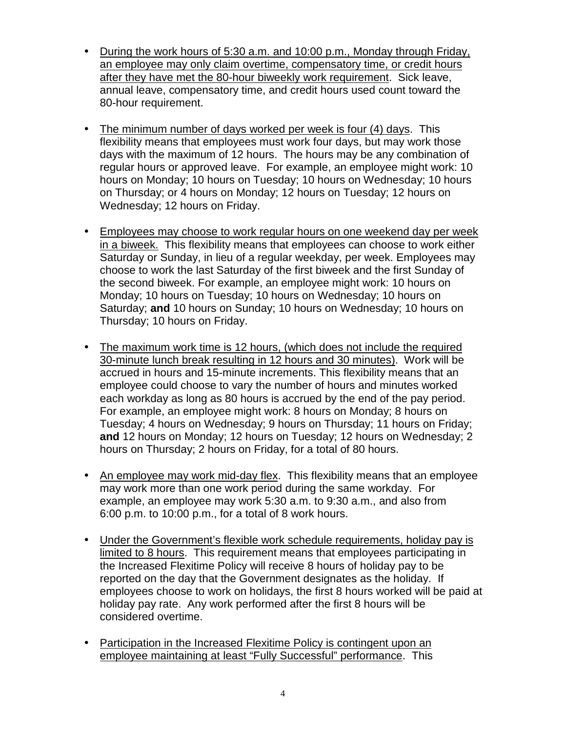- <u>During the work hours of 5:30 a.m. and 10:00 p.m., Monday through Friday, an employee may only claim overtime, compensatory time, or credit hours after they have met the 80-hour biweekly work requirement</u>. Sick leave, annual leave, compensatory time, and credit hours used count toward the 80-hour requirement.

- <u>The minimum number of days worked per week is four (4) days</u>. This flexibility means that employees must work four days, but may work those days with the maximum of 12 hours. The hours may be any combination of regular hours or approved leave. For example, an employee might work: 10 hours on Monday; 10 hours on Tuesday; 10 hours on Wednesday; 10 hours on Thursday; or 4 hours on Monday; 12 hours on Tuesday; 12 hours on Wednesday; 12 hours on Friday.

- <u>Employees may choose to work regular hours on one weekend day per week in a biweek.</u> This flexibility means that employees can choose to work either Saturday or Sunday, in lieu of a regular weekday, per week. Employees may choose to work the last Saturday of the first biweek and the first Sunday of the second biweek. For example, an employee might work: 10 hours on Monday; 10 hours on Tuesday; 10 hours on Wednesday; 10 hours on Saturday; **and** 10 hours on Sunday; 10 hours on Wednesday; 10 hours on Thursday; 10 hours on Friday.

- <u>The maximum work time is 12 hours, (which does not include the required 30-minute lunch break resulting in 12 hours and 30 minutes)</u>. Work will be accrued in hours and 15-minute increments. This flexibility means that an employee could choose to vary the number of hours and minutes worked each workday as long as 80 hours is accrued by the end of the pay period. For example, an employee might work: 8 hours on Monday; 8 hours on Tuesday; 4 hours on Wednesday; 9 hours on Thursday; 11 hours on Friday; **and** 12 hours on Monday; 12 hours on Tuesday; 12 hours on Wednesday; 2 hours on Thursday; 2 hours on Friday, for a total of 80 hours.

- <u>An employee may work mid-day flex</u>. This flexibility means that an employee may work more than one work period during the same workday. For example, an employee may work 5:30 a.m. to 9:30 a.m., and also from 6:00 p.m. to 10:00 p.m., for a total of 8 work hours.

- <u>Under the Government's flexible work schedule requirements, holiday pay is limited to 8 hours</u>. This requirement means that employees participating in the Increased Flexitime Policy will receive 8 hours of holiday pay to be reported on the day that the Government designates as the holiday. If employees choose to work on holidays, the first 8 hours worked will be paid at holiday pay rate. Any work performed after the first 8 hours will be considered overtime.

- <u>Participation in the Increased Flexitime Policy is contingent upon an employee maintaining at least "Fully Successful" performance</u>. This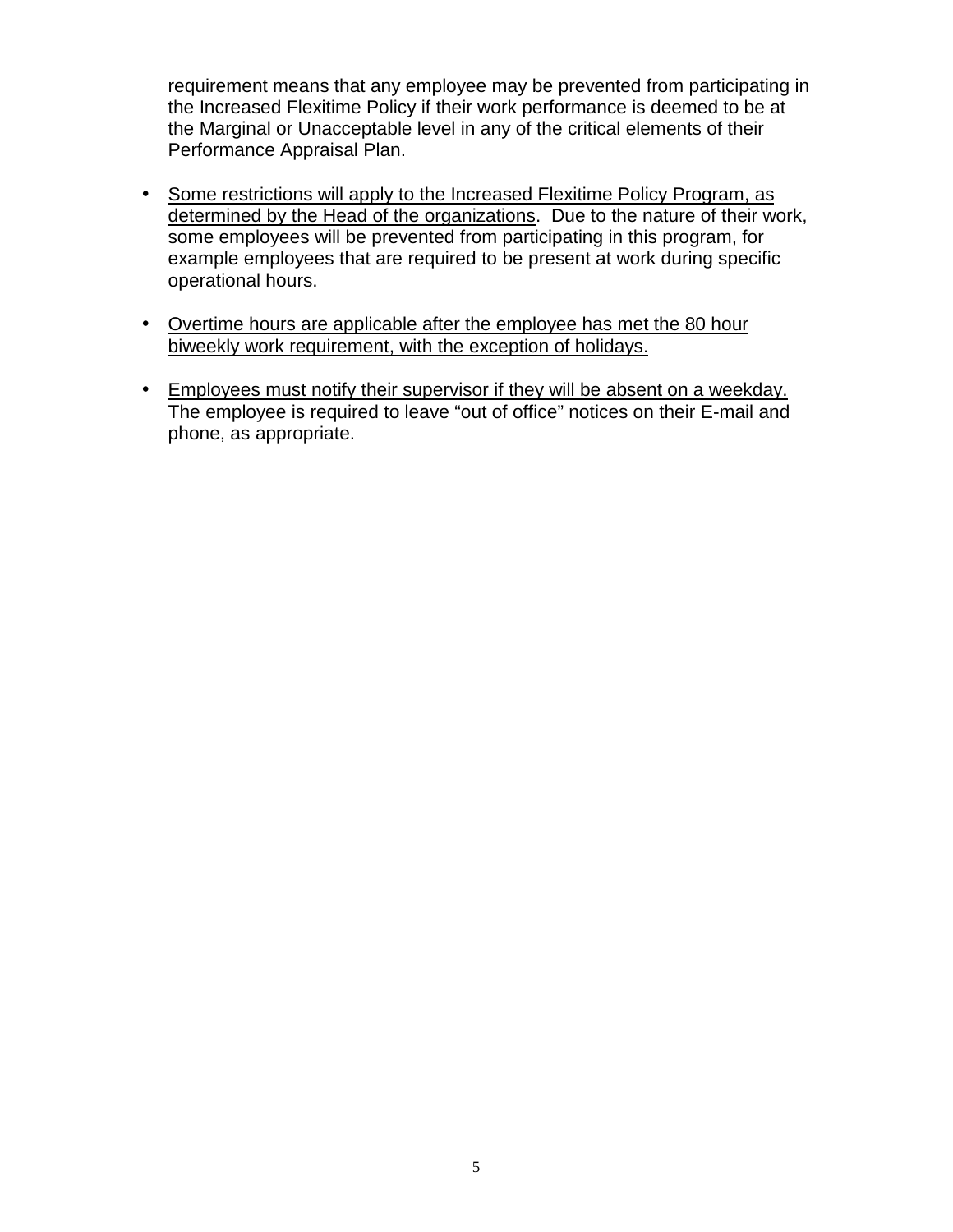requirement means that any employee may be prevented from participating in the Increased Flexitime Policy if their work performance is deemed to be at the Marginal or Unacceptable level in any of the critical elements of their Performance Appraisal Plan.

- <u>Some restrictions will apply to the Increased Flexitime Policy Program, as determined by the Head of the organizations</u>. Due to the nature of their work, some employees will be prevented from participating in this program, for example employees that are required to be present at work during specific operational hours.

- <u>Overtime hours are applicable after the employee has met the 80 hour biweekly work requirement, with the exception of holidays.</u>

- <u>Employees must notify their supervisor if they will be absent on a weekday.</u> The employee is required to leave "out of office" notices on their E-mail and phone, as appropriate.